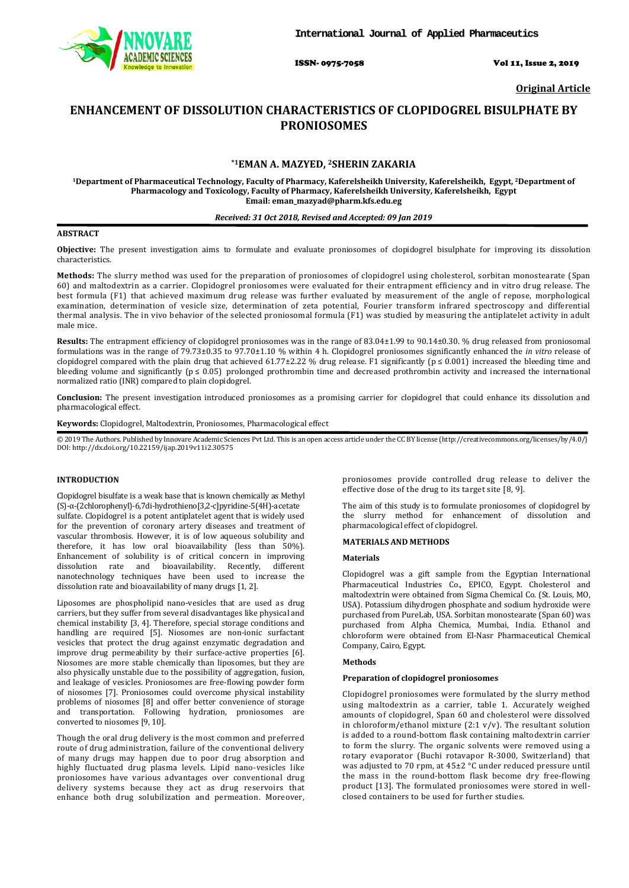Original Article

# ENHANCEMENT OF DISSOLUTION CHARACTERISTICS OF CLOPIDOGREL BISULPHATE BY PRONIOSOMES

**[*1]EMAN A. MAZYED, [2]SHERIN ZAKARIA**

[1]Department of Pharmaceutical Technology, Faculty of Pharmacy, Kaferelsheikh University, Kaferelsheikh, Egypt, [2]Department of Pharmacology and Toxicology, Faculty of Pharmacy, Kaferelsheikh University, Kaferelsheikh, Egypt
Email: eman_mazyad@pharm.kfs.edu.eg

*Received: 31 Oct 2018, Revised and Accepted: 09 Jan 2019*

## ABSTRACT

**Objective:** The present investigation aims to formulate and evaluate proniosomes of clopidogrel bisulphate for improving its dissolution characteristics.

**Methods:** The slurry method was used for the preparation of proniosomes of clopidogrel using cholesterol, sorbitan monostearate (Span 60) and maltodextrin as a carrier. Clopidogrel proniosomes were evaluated for their entrapment efficiency and in vitro drug release. The best formula (F1) that achieved maximum drug release was further evaluated by measurement of the angle of repose, morphological examination, determination of vesicle size, determination of zeta potential, Fourier transform infrared spectroscopy and differential thermal analysis. The in vivo behavior of the selected proniosomal formula (F1) was studied by measuring the antiplatelet activity in adult male mice.

**Results:** The entrapment efficiency of clopidogrel proniosomes was in the range of 83.04±1.99 to 90.14±0.30. % drug released from proniosomal formulations was in the range of 79.73±0.35 to 97.70±1.10 % within 4 h. Clopidogrel proniosomes significantly enhanced the *in vitro* release of clopidogrel compared with the plain drug that achieved 61.77±2.22 % drug release. F1 significantly ($p \leq 0.001$) increased the bleeding time and bleeding volume and significantly ($p \leq 0.05$) prolonged prothrombin time and decreased prothrombin activity and increased the international normalized ratio (INR) compared to plain clopidogrel.

**Conclusion:** The present investigation introduced proniosomes as a promising carrier for clopidogrel that could enhance its dissolution and pharmacological effect.

**Keywords:** Clopidogrel, Maltodextrin, Proniosomes, Pharmacological effect

© 2019 The Authors. Published by Innovare Academic Sciences Pvt Ltd. This is an open access article under the CC BY license (http://creativecommons.org/licenses/by/4.0/) DOI: http://dx.doi.org/10.22159/ijap.2019v11i2.30575

## INTRODUCTION

Clopidogrel bisulfate is a weak base that is known chemically as Methyl (S)-α-(2chlorophenyl)-6,7di-hydrothieno[3,2-c]pyridine-5(4H)-acetate sulfate. Clopidogrel is a potent antiplatelet agent that is widely used for the prevention of coronary artery diseases and treatment of vascular thrombosis. However, it is of low aqueous solubility and therefore, it has low oral bioavailability (less than 50%). Enhancement of solubility is of critical concern in improving dissolution rate and bioavailability. Recently, different nanotechnology techniques have been used to increase the dissolution rate and bioavailability of many drugs [1, 2].

Liposomes are phospholipid nano-vesicles that are used as drug carriers, but they suffer from several disadvantages like physical and chemical instability [3, 4]. Therefore, special storage conditions and handling are required [5]. Niosomes are non-ionic surfactant vesicles that protect the drug against enzymatic degradation and improve drug permeability by their surface-active properties [6]. Niosomes are more stable chemically than liposomes, but they are also physically unstable due to the possibility of aggregation, fusion, and leakage of vesicles. Proniosomes are free-flowing powder form of niosomes [7]. Proniosomes could overcome physical instability problems of niosomes [8] and offer better convenience of storage and transportation. Following hydration, proniosomes are converted to niosomes [9, 10].

Though the oral drug delivery is the most common and preferred route of drug administration, failure of the conventional delivery of many drugs may happen due to poor drug absorption and highly fluctuated drug plasma levels. Lipid nano-vesicles like proniosomes have various advantages over conventional drug delivery systems because they act as drug reservoirs that enhance both drug solubilization and permeation. Moreover, proniosomes provide controlled drug release to deliver the effective dose of the drug to its target site [8, 9].

The aim of this study is to formulate proniosomes of clopidogrel by the slurry method for enhancement of dissolution and pharmacological effect of clopidogrel.

## MATERIALS AND METHODS

### Materials

Clopidogrel was a gift sample from the Egyptian International Pharmaceutical Industries Co., EPICO, Egypt. Cholesterol and maltodextrin were obtained from Sigma Chemical Co. (St. Louis, MO, USA). Potassium dihydrogen phosphate and sodium hydroxide were purchased from PureLab, USA. Sorbitan monostearate (Span 60) was purchased from Alpha Chemica, Mumbai, India. Ethanol and chloroform were obtained from El-Nasr Pharmaceutical Chemical Company, Cairo, Egypt.

### Methods

#### Preparation of clopidogrel proniosomes

Clopidogrel proniosomes were formulated by the slurry method using maltodextrin as a carrier, table 1. Accurately weighed amounts of clopidogrel, Span 60 and cholesterol were dissolved in chloroform/ethanol mixture (2:1 v/v). The resultant solution is added to a round-bottom flask containing maltodextrin carrier to form the slurry. The organic solvents were removed using a rotary evaporator (Buchi rotavapor R-3000, Switzerland) that was adjusted to 70 rpm, at 45±2 °C under reduced pressure until the mass in the round-bottom flask become dry free-flowing product [13]. The formulated proniosomes were stored in well-closed containers to be used for further studies.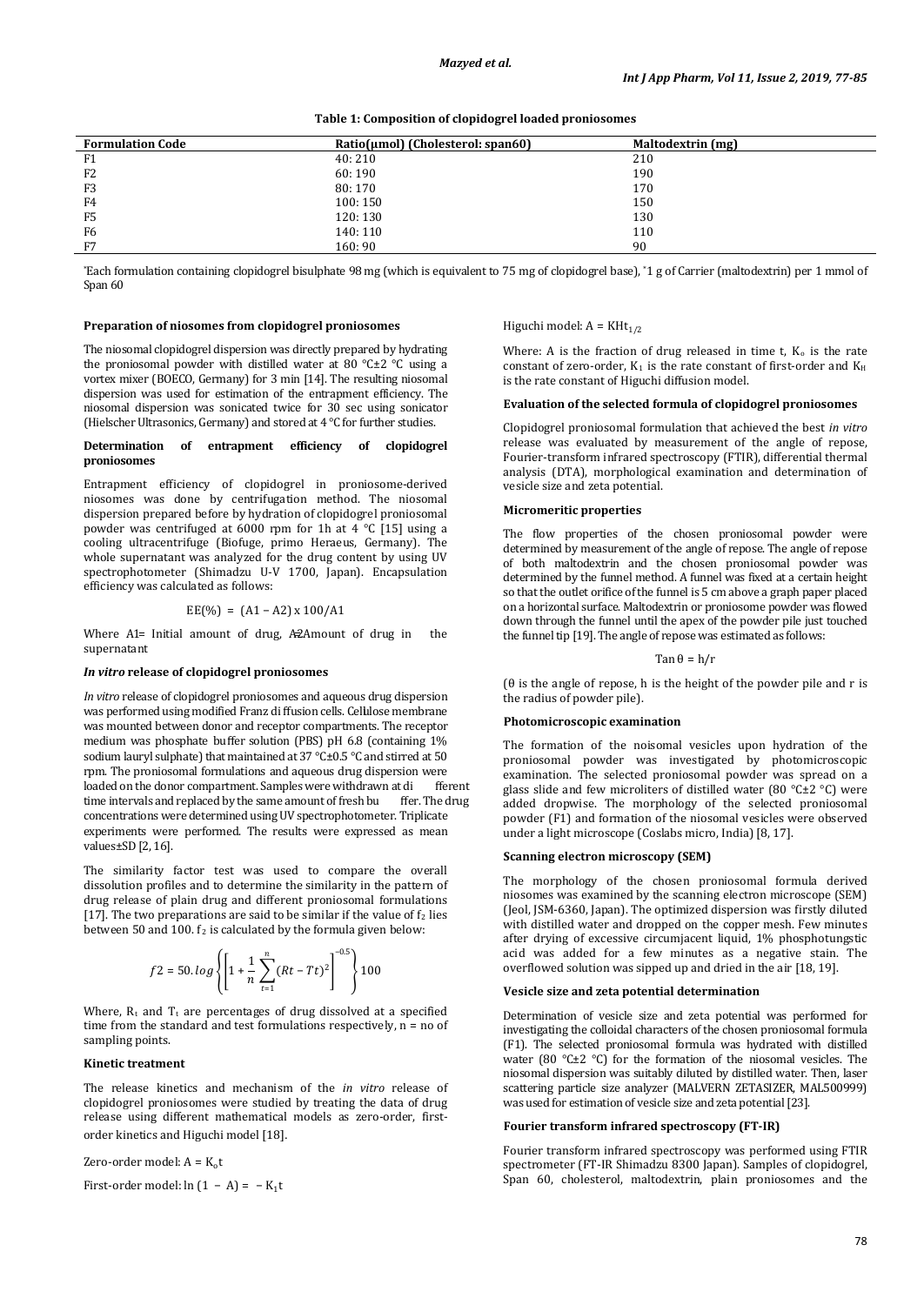**Table 1: Composition of clopidogrel loaded proniosomes**

| Formulation Code | Ratio(µmol) (Cholesterol: span60) | Maltodextrin (mg) |
|---|---|---|
| F1 | 40: 210 | 210 |
| F2 | 60: 190 | 190 |
| F3 | 80: 170 | 170 |
| F4 | 100: 150 | 150 |
| F5 | 120: 130 | 130 |
| F6 | 140: 110 | 110 |
| F7 | 160: 90 | 90 |

*Each formulation containing clopidogrel bisulphate 98 mg (which is equivalent to 75 mg of clopidogrel base), *1 g of Carrier (maltodextrin) per 1 mmol of Span 60

#### Preparation of niosomes from clopidogrel proniosomes

The niosomal clopidogrel dispersion was directly prepared by hydrating the proniosomal powder with distilled water at 80 °C±2 °C using a vortex mixer (BOECO, Germany) for 3 min [14]. The resulting niosomal dispersion was used for estimation of the entrapment efficiency. The niosomal dispersion was sonicated twice for 30 sec using sonicator (Hielscher Ultrasonics, Germany) and stored at 4 °C for further studies.

#### Determination of entrapment efficiency of clopidogrel proniosomes

Entrapment efficiency of clopidogrel in proniosome-derived niosomes was done by centrifugation method. The niosomal dispersion prepared before by hydration of clopidogrel proniosomal powder was centrifuged at 6000 rpm for 1h at 4 °C [15] using a cooling ultracentrifuge (Biofuge, primo Heraeus, Germany). The whole supernatant was analyzed for the drug content by using UV spectrophotometer (Shimadzu U-V 1700, Japan). Encapsulation efficiency was calculated as follows:

$$EE(\%) = (A1 - A2) \times 100/A1$$

Where A1= Initial amount of drug, A2=Amount of drug in the supernatant

#### *In vitro* release of clopidogrel proniosomes

*In vitro* release of clopidogrel proniosomes and aqueous drug dispersion was performed using modified Franz diffusion cells. Cellulose membrane was mounted between donor and receptor compartments. The receptor medium was phosphate buffer solution (PBS) pH 6.8 (containing 1% sodium lauryl sulphate) that maintained at 37 °C±0.5 °C and stirred at 50 rpm. The proniosomal formulations and aqueous drug dispersion were loaded on the donor compartment. Samples were withdrawn at different time intervals and replaced by the same amount of fresh buffer. The drug concentrations were determined using UV spectrophotometer. Triplicate experiments were performed. The results were expressed as mean values±SD [2, 16].

The similarity factor test was used to compare the overall dissolution profiles and to determine the similarity in the pattern of drug release of plain drug and different proniosomal formulations [17]. The two preparations are said to be similar if the value of $f_2$ lies between 50 and 100. $f_2$ is calculated by the formula given below:

$$f2 = 50.\log\left\{\left[1 + \frac{1}{n}\sum_{t=1}^{n}(Rt - Tt)^2\right]^{-0.5}\right\}100$$

Where, $R_t$ and $T_t$ are percentages of drug dissolved at a specified time from the standard and test formulations respectively, n = no of sampling points.

#### Kinetic treatment

The release kinetics and mechanism of the *in vitro* release of clopidogrel proniosomes were studied by treating the data of drug release using different mathematical models as zero-order, first-order kinetics and Higuchi model [18].

Zero-order model: $A = K_o t$

First-order model: $\ln(1 - A) = -K_1 t$

Higuchi model: $A = KHt_{1/2}$

Where: A is the fraction of drug released in time t, $K_o$ is the rate constant of zero-order, $K_1$ is the rate constant of first-order and $K_H$ is the rate constant of Higuchi diffusion model.

#### Evaluation of the selected formula of clopidogrel proniosomes

Clopidogrel proniosomal formulation that achieved the best *in vitro* release was evaluated by measurement of the angle of repose, Fourier-transform infrared spectroscopy (FTIR), differential thermal analysis (DTA), morphological examination and determination of vesicle size and zeta potential.

#### Micromeritic properties

The flow properties of the chosen proniosomal powder were determined by measurement of the angle of repose. The angle of repose of both maltodextrin and the chosen proniosomal powder was determined by the funnel method. A funnel was fixed at a certain height so that the outlet orifice of the funnel is 5 cm above a graph paper placed on a horizontal surface. Maltodextrin or proniosome powder was flowed down through the funnel until the apex of the powder pile just touched the funnel tip [19]. The angle of repose was estimated as follows:

$$\tan\theta = h/r$$

(θ is the angle of repose, h is the height of the powder pile and r is the radius of powder pile).

#### Photomicroscopic examination

The formation of the noisomal vesicles upon hydration of the proniosomal powder was investigated by photomicroscopic examination. The selected proniosomal powder was spread on a glass slide and few microliters of distilled water (80 °C±2 °C) were added dropwise. The morphology of the selected proniosomal powder (F1) and formation of the niosomal vesicles were observed under a light microscope (Coslabs micro, India) [8, 17].

#### Scanning electron microscopy (SEM)

The morphology of the chosen proniosomal formula derived niosomes was examined by the scanning electron microscope (SEM) (Jeol, JSM-6360, Japan). The optimized dispersion was firstly diluted with distilled water and dropped on the copper mesh. Few minutes after drying of excessive circumjacent liquid, 1% phosphotungstic acid was added for a few minutes as a negative stain. The overflowed solution was sipped up and dried in the air [18, 19].

#### Vesicle size and zeta potential determination

Determination of vesicle size and zeta potential was performed for investigating the colloidal characters of the chosen proniosomal formula (F1). The selected proniosomal formula was hydrated with distilled water (80 °C±2 °C) for the formation of the niosomal vesicles. The niosomal dispersion was suitably diluted by distilled water. Then, laser scattering particle size analyzer (MALVERN ZETASIZER, MAL500999) was used for estimation of vesicle size and zeta potential [23].

#### Fourier transform infrared spectroscopy (FT-IR)

Fourier transform infrared spectroscopy was performed using FTIR spectrometer (FT-IR Shimadzu 8300 Japan). Samples of clopidogrel, Span 60, cholesterol, maltodextrin, plain proniosomes and the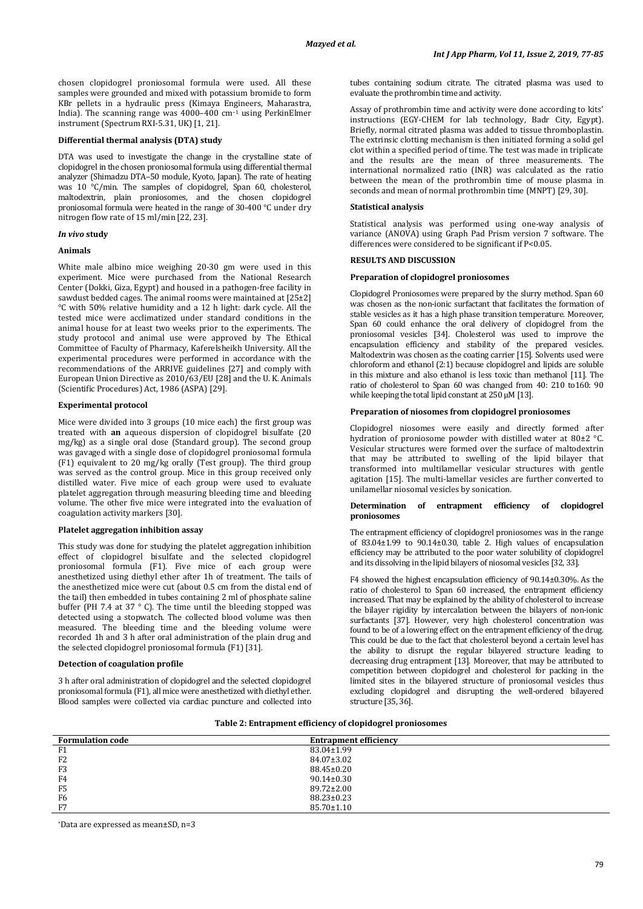chosen clopidogrel proniosomal formula were used. All these samples were grounded and mixed with potassium bromide to form KBr pellets in a hydraulic press (Kimaya Engineers, Maharastra, India). The scanning range was 4000–400 $cm^{-1}$ using PerkinElmer instrument (Spectrum RXI-5.31, UK) [1, 21].

### Differential thermal analysis (DTA) study

DTA was used to investigate the change in the crystalline state of clopidogrel in the chosen proniosomal formula using differential thermal analyzer (Shimadzu DTA–50 module, Kyoto, Japan). The rate of heating was 10 °C/min. The samples of clopidogrel, Span 60, cholesterol, maltodextrin, plain proniosomes, and the chosen clopidogrel proniosomal formula were heated in the range of 30-400 °C under dry nitrogen flow rate of 15 ml/min [22, 23].

### *In vivo* study

### Animals

White male albino mice weighing 20-30 gm were used in this experiment. Mice were purchased from the National Research Center (Dokki, Giza, Egypt) and housed in a pathogen-free facility in sawdust bedded cages. The animal rooms were maintained at [25±2] °C with 50% relative humidity and a 12 h light: dark cycle. All the tested mice were acclimatized under standard conditions in the animal house for at least two weeks prior to the experiments. The study protocol and animal use were approved by The Ethical Committee of Faculty of Pharmacy, Kaferelsheikh University. All the experimental procedures were performed in accordance with the recommendations of the ARRIVE guidelines [27] and comply with European Union Directive as 2010/63/EU [28] and the U. K. Animals (Scientific Procedures) Act, 1986 (ASPA) [29].

### Experimental protocol

Mice were divided into 3 groups (10 mice each) the first group was treated with **an** aqueous dispersion of clopidogrel bisulfate (20 mg/kg) as a single oral dose (Standard group). The second group was gavaged with a single dose of clopidogrel proniosomal formula (F1) equivalent to 20 mg/kg orally (Test group). The third group was served as the control group. Mice in this group received only distilled water. Five mice of each group were used to evaluate platelet aggregation through measuring bleeding time and bleeding volume. The other five mice were integrated into the evaluation of coagulation activity markers [30].

### Platelet aggregation inhibition assay

This study was done for studying the platelet aggregation inhibition effect of clopidogrel bisulfate and the selected clopidogrel proniosomal formula (F1). Five mice of each group were anesthetized using diethyl ether after 1h of treatment. The tails of the anesthetized mice were cut (about 0.5 cm from the distal end of the tail) then embedded in tubes containing 2 ml of phosphate saline buffer (PH 7.4 at 37 ° C). The time until the bleeding stopped was detected using a stopwatch. The collected blood volume was then measured. The bleeding time and the bleeding volume were recorded 1h and 3 h after oral administration of the plain drug and the selected clopidogrel proniosomal formula (F1) [31].

### Detection of coagulation profile

3 h after oral administration of clopidogrel and the selected clopidogrel proniosomal formula (F1), all mice were anesthetized with diethyl ether. Blood samples were collected via cardiac puncture and collected into tubes containing sodium citrate. The citrated plasma was used to evaluate the prothrombin time and activity.

Assay of prothrombin time and activity were done according to kits' instructions (EGY-CHEM for lab technology, Badr City, Egypt). Briefly, normal citrated plasma was added to tissue thromboplastin. The extrinsic clotting mechanism is then initiated forming a solid gel clot within a specified period of time. The test was made in triplicate and the results are the mean of three measurements. The international normalized ratio (INR) was calculated as the ratio between the mean of the prothrombin time of mouse plasma in seconds and mean of normal prothrombin time (MNPT) [29, 30].

### Statistical analysis

Statistical analysis was performed using one-way analysis of variance (ANOVA) using Graph Pad Prism version 7 software. The differences were considered to be significant if $P<0.05$.

## RESULTS AND DISCUSSION

### Preparation of clopidogrel proniosomes

Clopidogrel Proniosomes were prepared by the slurry method. Span 60 was chosen as the non-ionic surfactant that facilitates the formation of stable vesicles as it has a high phase transition temperature. Moreover, Span 60 could enhance the oral delivery of clopidogrel from the proniosomal vesicles [34]. Cholesterol was used to improve the encapsulation efficiency and stability of the prepared vesicles. Maltodextrin was chosen as the coating carrier [15]. Solvents used were chloroform and ethanol (2:1) because clopidogrel and lipids are soluble in this mixture and also ethanol is less toxic than methanol [11]. The ratio of cholesterol to Span 60 was changed from 40: 210 to160: 90 while keeping the total lipid constant at 250 µM [13].

### Preparation of niosomes from clopidogrel proniosomes

Clopidogrel niosomes were easily and directly formed after hydration of proniosome powder with distilled water at 80±2 °C. Vesicular structures were formed over the surface of maltodextrin that may be attributed to swelling of the lipid bilayer that transformed into multilamellar vesicular structures with gentle agitation [15]. The multi-lamellar vesicles are further converted to unilamellar niosomal vesicles by sonication.

### Determination of entrapment efficiency of clopidogrel proniosomes

The entrapment efficiency of clopidogrel proniosomes was in the range of 83.04±1.99 to 90.14±0.30, table 2. High values of encapsulation efficiency may be attributed to the poor water solubility of clopidogrel and its dissolving in the lipid bilayers of niosomal vesicles [32, 33].

F4 showed the highest encapsulation efficiency of 90.14±0.30%. As the ratio of cholesterol to Span 60 increased, the entrapment efficiency increased. That may be explained by the ability of cholesterol to increase the bilayer rigidity by intercalation between the bilayers of non-ionic surfactants [37]. However, very high cholesterol concentration was found to be of a lowering effect on the entrapment efficiency of the drug. This could be due to the fact that cholesterol beyond a certain level has the ability to disrupt the regular bilayered structure leading to decreasing drug entrapment [13]. Moreover, that may be attributed to competition between clopidogrel and cholesterol for packing in the limited sites in the bilayered structure of proniosomal vesicles thus excluding clopidogrel and disrupting the well-ordered bilayered structure [35, 36].

**Table 2: Entrapment efficiency of clopidogrel proniosomes**

| Formulation code | Entrapment efficiency |
|---|---|
| F1 | 83.04±1.99 |
| F2 | 84.07±3.02 |
| F3 | 88.45±0.20 |
| F4 | 90.14±0.30 |
| F5 | 89.72±2.00 |
| F6 | 88.23±0.23 |
| F7 | 85.70±1.10 |

*Data are expressed as mean±SD, n=3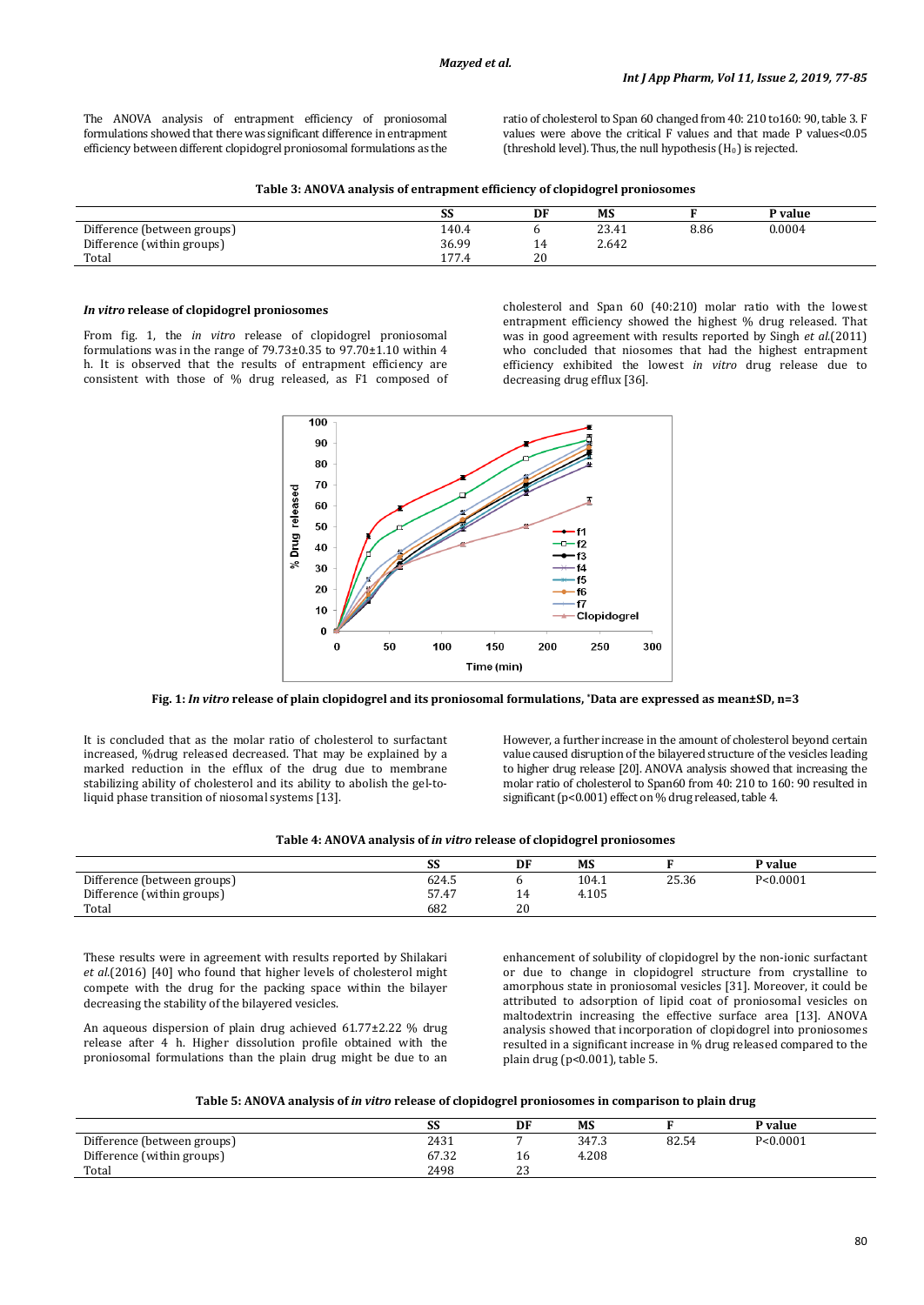The ANOVA analysis of entrapment efficiency of proniosomal formulations showed that there was significant difference in entrapment efficiency between different clopidogrel proniosomal formulations as the ratio of cholesterol to Span 60 changed from 40: 210 to160: 90, table 3. F values were above the critical F values and that made P values<0.05 (threshold level). Thus, the null hypothesis ($H_0$) is rejected.

**Table 3: ANOVA analysis of entrapment efficiency of clopidogrel proniosomes**

| | SS | DF | MS | F | P value |
|---|---|---|---|---|---|
| Difference (between groups) | 140.4 | 6 | 23.41 | 8.86 | 0.0004 |
| Difference (within groups) | 36.99 | 14 | 2.642 | | |
| Total | 177.4 | 20 | | | |

### *In vitro* release of clopidogrel proniosomes

From fig. 1, the *in vitro* release of clopidogrel proniosomal formulations was in the range of 79.73±0.35 to 97.70±1.10 within 4 h. It is observed that the results of entrapment efficiency are consistent with those of % drug released, as F1 composed of cholesterol and Span 60 (40:210) molar ratio with the lowest entrapment efficiency showed the highest % drug released. That was in good agreement with results reported by Singh *et al.*(2011) who concluded that niosomes that had the highest entrapment efficiency exhibited the lowest *in vitro* drug release due to decreasing drug efflux [36].

**Fig. 1:** ***In vitro*** **release of plain clopidogrel and its proniosomal formulations, \*Data are expressed as mean±SD, n=3**

It is concluded that as the molar ratio of cholesterol to surfactant increased, %drug released decreased. That may be explained by a marked reduction in the efflux of the drug due to membrane stabilizing ability of cholesterol and its ability to abolish the gel-to-liquid phase transition of niosomal systems [13]. However, a further increase in the amount of cholesterol beyond certain value caused disruption of the bilayered structure of the vesicles leading to higher drug release [20]. ANOVA analysis showed that increasing the molar ratio of cholesterol to Span60 from 40: 210 to 160: 90 resulted in significant (p<0.001) effect on % drug released, table 4.

**Table 4: ANOVA analysis of *in vitro* release of clopidogrel proniosomes**

| | SS | DF | MS | F | P value |
|---|---|---|---|---|---|
| Difference (between groups) | 624.5 | 6 | 104.1 | 25.36 | P<0.0001 |
| Difference (within groups) | 57.47 | 14 | 4.105 | | |
| Total | 682 | 20 | | | |

These results were in agreement with results reported by Shilakari *et al.*(2016) [40] who found that higher levels of cholesterol might compete with the drug for the packing space within the bilayer decreasing the stability of the bilayered vesicles.

An aqueous dispersion of plain drug achieved 61.77±2.22 % drug release after 4 h. Higher dissolution profile obtained with the proniosomal formulations than the plain drug might be due to an enhancement of solubility of clopidogrel by the non-ionic surfactant or due to change in clopidogrel structure from crystalline to amorphous state in proniosomal vesicles [31]. Moreover, it could be attributed to adsorption of lipid coat of proniosomal vesicles on maltodextrin increasing the effective surface area [13]. ANOVA analysis showed that incorporation of clopidogrel into proniosomes resulted in a significant increase in % drug released compared to the plain drug (p<0.001), table 5.

**Table 5: ANOVA analysis of *in vitro* release of clopidogrel proniosomes in comparison to plain drug**

| | SS | DF | MS | F | P value |
|---|---|---|---|---|---|
| Difference (between groups) | 2431 | 7 | 347.3 | 82.54 | P<0.0001 |
| Difference (within groups) | 67.32 | 16 | 4.208 | | |
| Total | 2498 | 23 | | | |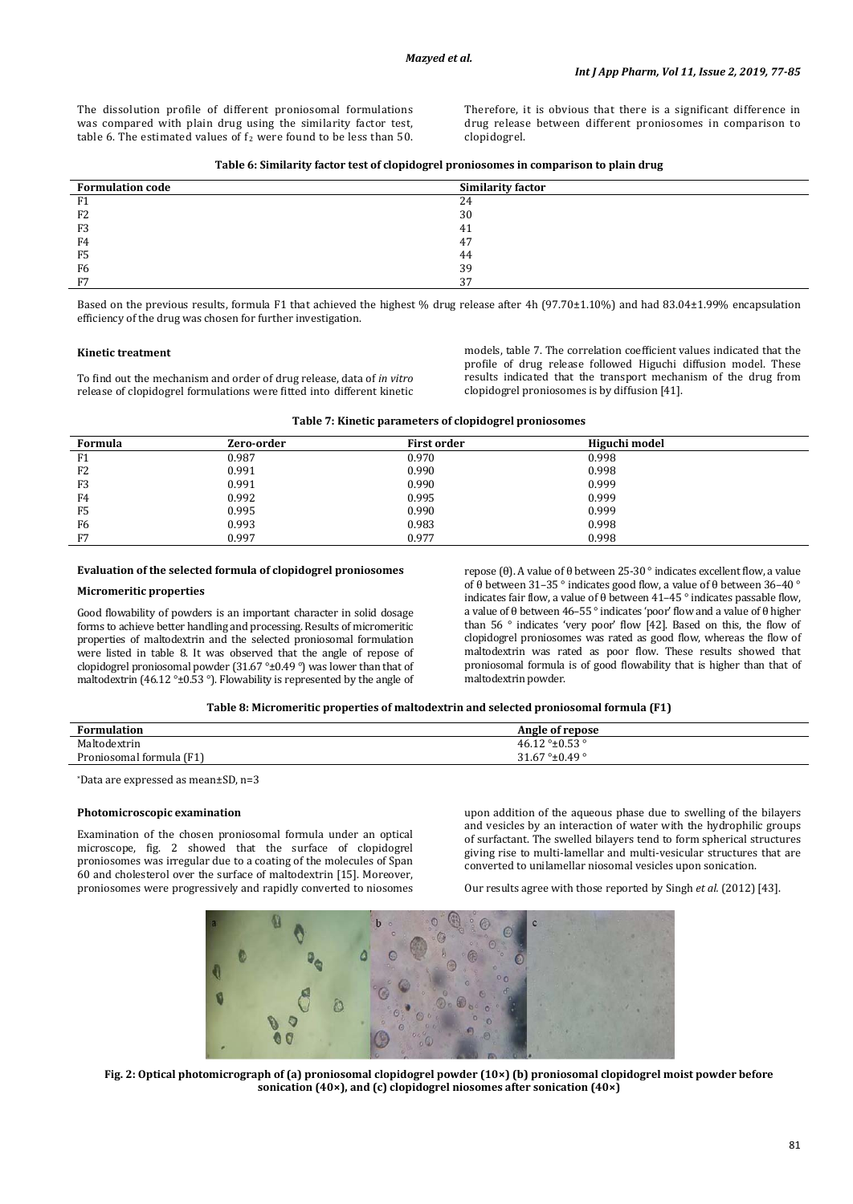The dissolution profile of different proniosomal formulations was compared with plain drug using the similarity factor test, table 6. The estimated values of $f_2$ were found to be less than 50. Therefore, it is obvious that there is a significant difference in drug release between different proniosomes in comparison to clopidogrel.

**Table 6: Similarity factor test of clopidogrel proniosomes in comparison to plain drug**

| Formulation code | Similarity factor |
|---|---|
| F1 | 24 |
| F2 | 30 |
| F3 | 41 |
| F4 | 47 |
| F5 | 44 |
| F6 | 39 |
| F7 | 37 |

Based on the previous results, formula F1 that achieved the highest % drug release after 4h (97.70±1.10%) and had 83.04±1.99% encapsulation efficiency of the drug was chosen for further investigation.

### Kinetic treatment

To find out the mechanism and order of drug release, data of *in vitro* release of clopidogrel formulations were fitted into different kinetic models, table 7. The correlation coefficient values indicated that the profile of drug release followed Higuchi diffusion model. These results indicated that the transport mechanism of the drug from clopidogrel proniosomes is by diffusion [41].

**Table 7: Kinetic parameters of clopidogrel proniosomes**

| Formula | Zero-order | First order | Higuchi model |
|---|---|---|---|
| F1 | 0.987 | 0.970 | 0.998 |
| F2 | 0.991 | 0.990 | 0.998 |
| F3 | 0.991 | 0.990 | 0.999 |
| F4 | 0.992 | 0.995 | 0.999 |
| F5 | 0.995 | 0.990 | 0.999 |
| F6 | 0.993 | 0.983 | 0.998 |
| F7 | 0.997 | 0.977 | 0.998 |

### Evaluation of the selected formula of clopidogrel proniosomes

#### Micromeritic properties

Good flowability of powders is an important character in solid dosage forms to achieve better handling and processing. Results of micromeritic properties of maltodextrin and the selected proniosomal formulation were listed in table 8. It was observed that the angle of repose of clopidogrel proniosomal powder (31.67 °±0.49 °) was lower than that of maltodextrin (46.12 °±0.53 °). Flowability is represented by the angle of repose (θ). A value of θ between 25-30 ° indicates excellent flow, a value of θ between 31–35 ° indicates good flow, a value of θ between 36–40 ° indicates fair flow, a value of θ between 41–45 ° indicates passable flow, a value of θ between 46–55 ° indicates 'poor' flow and a value of θ higher than 56 ° indicates 'very poor' flow [42]. Based on this, the flow of clopidogrel proniosomes was rated as good flow, whereas the flow of maltodextrin was rated as poor flow. These results showed that proniosomal formula is of good flowability that is higher than that of maltodextrin powder.

**Table 8: Micromeritic properties of maltodextrin and selected proniosomal formula (F1)**

| Formulation | Angle of repose |
|---|---|
| Maltodextrin | 46.12 °±0.53 ° |
| Proniosomal formula (F1) | 31.67 °±0.49 ° |

*Data are expressed as mean±SD, n=3

#### Photomicroscopic examination

Examination of the chosen proniosomal formula under an optical microscope, fig. 2 showed that the surface of clopidogrel proniosomes was irregular due to a coating of the molecules of Span 60 and cholesterol over the surface of maltodextrin [15]. Moreover, proniosomes were progressively and rapidly converted to niosomes upon addition of the aqueous phase due to swelling of the bilayers and vesicles by an interaction of water with the hydrophilic groups of surfactant. The swelled bilayers tend to form spherical structures giving rise to multi-lamellar and multi-vesicular structures that are converted to unilamellar niosomal vesicles upon sonication.

Our results agree with those reported by Singh *et al.* (2012) [43].

**Fig. 2: Optical photomicrograph of (a) proniosomal clopidogrel powder (10×) (b) proniosomal clopidogrel moist powder before sonication (40×), and (c) clopidogrel niosomes after sonication (40×)**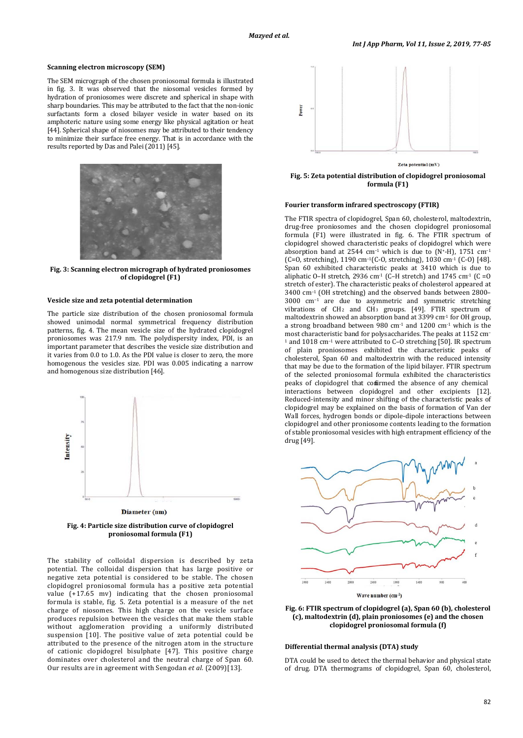### Scanning electron microscopy (SEM)

The SEM micrograph of the chosen proniosomal formula is illustrated in fig. 3. It was observed that the niosomal vesicles formed by hydration of proniosomes were discrete and spherical in shape with sharp boundaries. This may be attributed to the fact that the non-ionic surfactants form a closed bilayer vesicle in water based on its amphoteric nature using some energy like physical agitation or heat [44]. Spherical shape of niosomes may be attributed to their tendency to minimize their surface free energy. That is in accordance with the results reported by Das and Palei (2011) [45].

**Fig. 3: Scanning electron micrograph of hydrated proniosomes of clopidogrel (F1)**

### Vesicle size and zeta potential determination

The particle size distribution of the chosen proniosomal formula showed unimodal normal symmetrical frequency distribution patterns, fig. 4. The mean vesicle size of the hydrated clopidogrel proniosomes was 217.9 nm. The polydispersity index, PDI, is an important parameter that describes the vesicle size distribution and it varies from 0.0 to 1.0. As the PDI value is closer to zero, the more homogenous the vesicles size. PDI was 0.005 indicating a narrow and homogenous size distribution [46].

**Fig. 4: Particle size distribution curve of clopidogrel proniosomal formula (F1)**

The stability of colloidal dispersion is described by zeta potential. The colloidal dispersion that has large positive or negative zeta potential is considered to be stable. The chosen clopidogrel proniosomal formula has a positive zeta potential value (+17.65 mv) indicating that the chosen proniosomal formula is stable, fig. 5. Zeta potential is a measure of the net charge of niosomes. This high charge on the vesicle surface produces repulsion between the vesicles that make them stable without agglomeration providing a uniformly distributed suspension [10]. The positive value of zeta potential could be attributed to the presence of the nitrogen atom in the structure of cationic clopidogrel bisulphate [47]. This positive charge dominates over cholesterol and the neutral charge of Span 60. Our results are in agreement with Sengodan *et al.* (2009)[13].

**Fig. 5: Zeta potential distribution of clopidogrel proniosomal formula (F1)**

### Fourier transform infrared spectroscopy (FTIR)

The FTIR spectra of clopidogrel, Span 60, cholesterol, maltodextrin, drug-free proniosomes and the chosen clopidogrel proniosomal formula (F1) were illustrated in fig. 6. The FTIR spectrum of clopidogrel showed characteristic peaks of clopidogrel which were absorption band at 2544 $cm^{-1}$ which is due to ($N^{+}$-H), 1751 $cm^{-1}$ (C=O, stretching), 1190 $cm^{-1}$(C-O, stretching), 1030 $cm^{-1}$ (C-O) [48]. Span 60 exhibited characteristic peaks at 3410 which is due to aliphatic O–H stretch, 2936 $cm^{-1}$ (C–H stretch) and 1745 $cm^{-1}$ (C =O stretch of ester). The characteristic peaks of cholesterol appeared at 3400 $cm^{-1}$ (OH stretching) and the observed bands between 2800–3000 $cm^{-1}$ are due to asymmetric and symmetric stretching vibrations of $CH_2$ and $CH_3$ groups. [49]. FTIR spectrum of maltodextrin showed an absorption band at 3399 $cm^{-1}$ for OH group, a strong broadband between 980 $cm^{-1}$ and 1200 $cm^{-1}$ which is the most characteristic band for polysaccharides. The peaks at 1152 $cm^{-1}$ and 1018 $cm^{-1}$ were attributed to C–O stretching [50]. IR spectrum of plain proniosomes exhibited the characteristic peaks of cholesterol, Span 60 and maltodextrin with the reduced intensity that may be due to the formation of the lipid bilayer. FTIR spectrum of the selected proniosomal formula exhibited the characteristics peaks of clopidogrel that confirmed the absence of any chemical interactions between clopidogrel and other excipients [12]. Reduced-intensity and minor shifting of the characteristic peaks of clopidogrel may be explained on the basis of formation of Van der Wall forces, hydrogen bonds or dipole-dipole interactions between clopidogrel and other proniosome contents leading to the formation of stable proniosomal vesicles with high entrapment efficiency of the drug [49].

**Fig. 6: FTIR spectrum of clopidogrel (a), Span 60 (b), cholesterol (c), maltodextrin (d), plain proniosomes (e) and the chosen clopidogrel proniosomal formula (f)**

### Differential thermal analysis (DTA) study

DTA could be used to detect the thermal behavior and physical state of drug. DTA thermograms of clopidogrel, Span 60, cholesterol,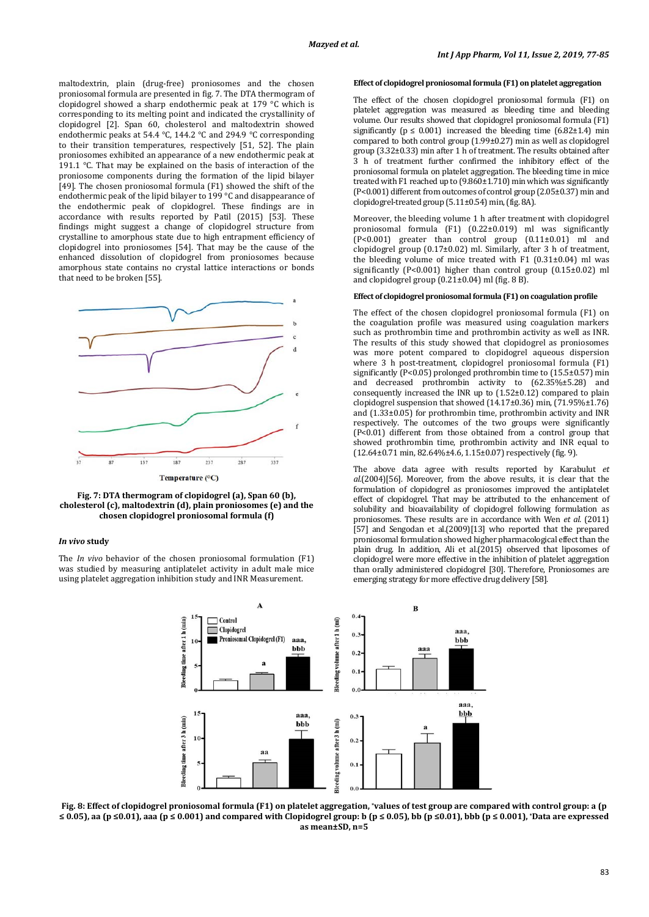maltodextrin, plain (drug-free) proniosomes and the chosen proniosomal formula are presented in fig. 7. The DTA thermogram of clopidogrel showed a sharp endothermic peak at 179 °C which is corresponding to its melting point and indicated the crystallinity of clopidogrel [2]. Span 60, cholesterol and maltodextrin showed endothermic peaks at 54.4 °C, 144.2 °C and 294.9 °C corresponding to their transition temperatures, respectively [51, 52]. The plain proniosomes exhibited an appearance of a new endothermic peak at 191.1 °C. That may be explained on the basis of interaction of the proniosome components during the formation of the lipid bilayer [49]. The chosen proniosomal formula (F1) showed the shift of the endothermic peak of the lipid bilayer to 199 °C and disappearance of the endothermic peak of clopidogrel. These findings are in accordance with results reported by Patil (2015) [53]. These findings might suggest a change of clopidogrel structure from crystalline to amorphous state due to high entrapment efficiency of clopidogrel into proniosomes [54]. That may be the cause of the enhanced dissolution of clopidogrel from proniosomes because amorphous state contains no crystal lattice interactions or bonds that need to be broken [55].

**Fig. 7: DTA thermogram of clopidogrel (a), Span 60 (b), cholesterol (c), maltodextrin (d), plain proniosomes (e) and the chosen clopidogrel proniosomal formula (f)**

### *In vivo* study

The *In vivo* behavior of the chosen proniosomal formulation (F1) was studied by measuring antiplatelet activity in adult male mice using platelet aggregation inhibition study and INR Measurement.

### Effect of clopidogrel proniosomal formula (F1) on platelet aggregation

The effect of the chosen clopidogrel proniosomal formula (F1) on platelet aggregation was measured as bleeding time and bleeding volume. Our results showed that clopidogrel proniosomal formula (F1) significantly ($p \leq 0.001$) increased the bleeding time (6.82±1.4) min compared to both control group (1.99±0.27) min as well as clopidogrel group (3.32±0.33) min after 1 h of treatment. The results obtained after 3 h of treatment further confirmed the inhibitory effect of the proniosomal formula on platelet aggregation. The bleeding time in mice treated with F1 reached up to (9.860±1.710) min which was significantly ($P<0.001$) different from outcomes of control group (2.05±0.37) min and clopidogrel-treated group (5.11±0.54) min, (fig. 8A).

Moreover, the bleeding volume 1 h after treatment with clopidogrel proniosomal formula (F1) (0.22±0.019) ml was significantly ($P<0.001$) greater than control group (0.11±0.01) ml and clopidogrel group (0.17±0.02) ml. Similarly, after 3 h of treatment, the bleeding volume of mice treated with F1 (0.31±0.04) ml was significantly ($P<0.001$) higher than control group (0.15±0.02) ml and clopidogrel group (0.21±0.04) ml (fig. 8 B).

### Effect of clopidogrel proniosomal formula (F1) on coagulation profile

The effect of the chosen clopidogrel proniosomal formula (F1) on the coagulation profile was measured using coagulation markers such as prothrombin time and prothrombin activity as well as INR. The results of this study showed that clopidogrel as proniosomes was more potent compared to clopidogrel aqueous dispersion where 3 h post-treatment, clopidogrel proniosomal formula (F1) significantly ($P<0.05$) prolonged prothrombin time to (15.5±0.57) min and decreased prothrombin activity to (62.35%±5.28) and consequently increased the INR up to (1.52±0.12) compared to plain clopidogrel suspension that showed (14.17±0.36) min, (71.95%±1.76) and (1.33±0.05) for prothrombin time, prothrombin activity and INR respectively. The outcomes of the two groups were significantly ($P<0.01$) different from those obtained from a control group that showed prothrombin time, prothrombin activity and INR equal to (12.64±0.71 min, 82.64%±4.6, 1.15±0.07) respectively (fig. 9).

The above data agree with results reported by Karabulut *et al.*(2004)[56]. Moreover, from the above results, it is clear that the formulation of clopidogrel as proniosomes improved the antiplatelet effect of clopidogrel. That may be attributed to the enhancement of solubility and bioavailability of clopidogrel following formulation as proniosomes. These results are in accordance with Wen *et al.* (2011) [57] and Sengodan et al.(2009)[13] who reported that the prepared proniosomal formulation showed higher pharmacological effect than the plain drug. In addition, Ali et al.(2015) observed that liposomes of clopidogrel were more effective in the inhibition of platelet aggregation than orally administered clopidogrel [30]. Therefore, Proniosomes are emerging strategy for more effective drug delivery [58].

**Fig. 8: Effect of clopidogrel proniosomal formula (F1) on platelet aggregation, \*values of test group are compared with control group: a ($p \leq 0.05$), aa ($p \leq 0.01$), aaa ($p \leq 0.001$) and compared with Clopidogrel group: b ($p \leq 0.05$), bb ($p \leq 0.01$), bbb ($p \leq 0.001$), \*Data are expressed as mean±SD, n=5**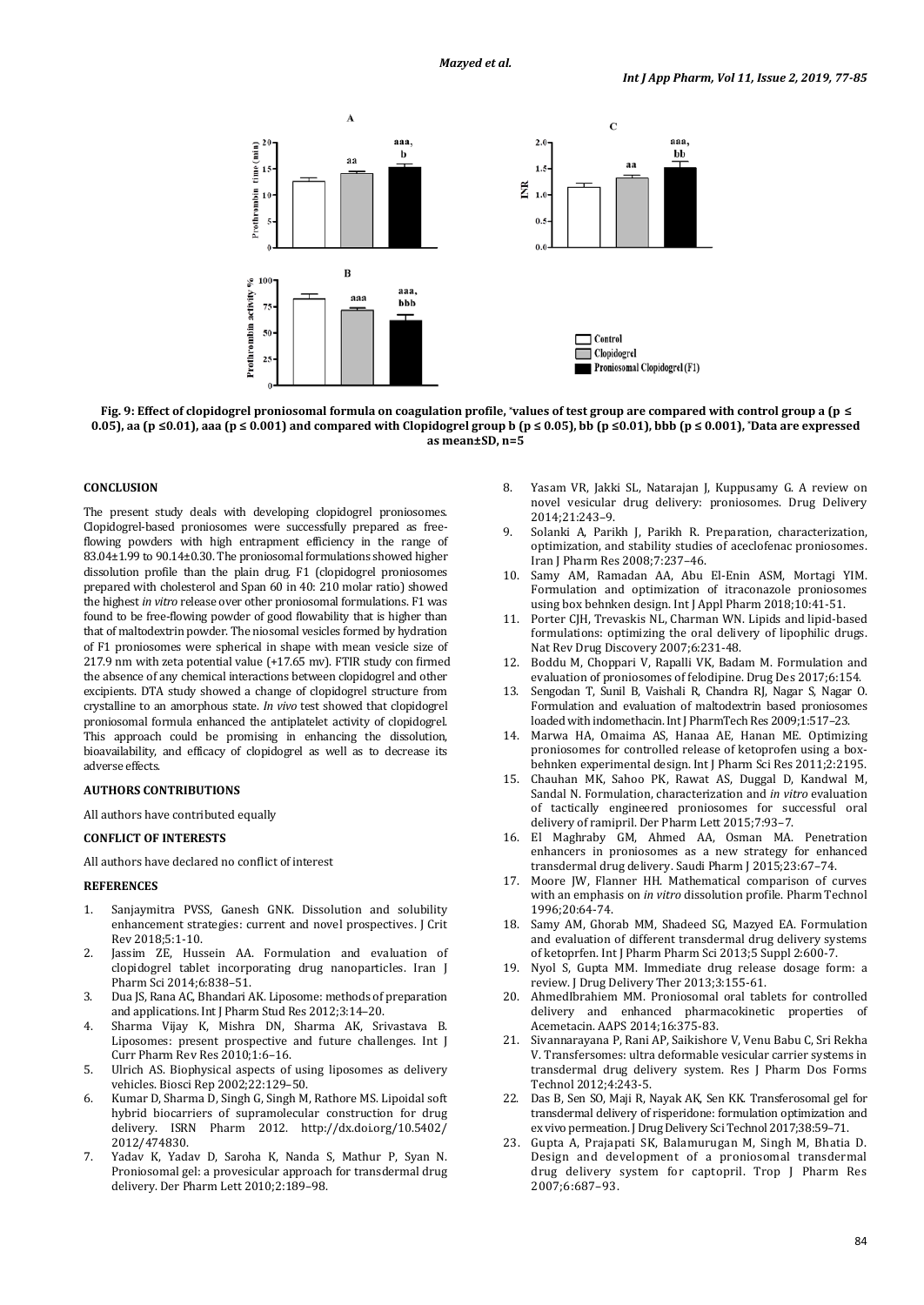Fig. 9: Effect of clopidogrel proniosomal formula on coagulation profile, *values of test group are compared with control group a ($p \leq 0.05$), aa ($p \leq 0.01$), aaa ($p \leq 0.001$) and compared with Clopidogrel group b ($p \leq 0.05$), bb ($p \leq 0.01$), bbb ($p \leq 0.001$), *Data are expressed as mean±SD, n=5

## CONCLUSION

The present study deals with developing clopidogrel proniosomes. Clopidogrel-based proniosomes were successfully prepared as free-flowing powders with high entrapment efficiency in the range of 83.04±1.99 to 90.14±0.30. The proniosomal formulations showed higher dissolution profile than the plain drug. F1 (clopidogrel proniosomes prepared with cholesterol and Span 60 in 40: 210 molar ratio) showed the highest *in vitro* release over other proniosomal formulations. F1 was found to be free-flowing powder of good flowability that is higher than that of maltodextrin powder. The niosomal vesicles formed by hydration of F1 proniosomes were spherical in shape with mean vesicle size of 217.9 nm with zeta potential value (+17.65 mv). FTIR study con firmed the absence of any chemical interactions between clopidogrel and other excipients. DTA study showed a change of clopidogrel structure from crystalline to an amorphous state. *In vivo* test showed that clopidogrel proniosomal formula enhanced the antiplatelet activity of clopidogrel. This approach could be promising in enhancing the dissolution, bioavailability, and efficacy of clopidogrel as well as to decrease its adverse effects.

## AUTHORS CONTRIBUTIONS

All authors have contributed equally

## CONFLICT OF INTERESTS

All authors have declared no conflict of interest

## REFERENCES

1. Sanjaymitra PVSS, Ganesh GNK. Dissolution and solubility enhancement strategies: current and novel prospectives. J Crit Rev 2018;5:1-10.
2. Jassim ZE, Hussein AA. Formulation and evaluation of clopidogrel tablet incorporating drug nanoparticles. Iran J Pharm Sci 2014;6:838–51.
3. Dua JS, Rana AC, Bhandari AK. Liposome: methods of preparation and applications. Int J Pharm Stud Res 2012;3:14–20.
4. Sharma Vijay K, Mishra DN, Sharma AK, Srivastava B. Liposomes: present prospective and future challenges. Int J Curr Pharm Rev Res 2010;1:6–16.
5. Ulrich AS. Biophysical aspects of using liposomes as delivery vehicles. Biosci Rep 2002;22:129–50.
6. Kumar D, Sharma D, Singh G, Singh M, Rathore MS. Lipoidal soft hybrid biocarriers of supramolecular construction for drug delivery. ISRN Pharm 2012. http://dx.doi.org/10.5402/2012/474830.
7. Yadav K, Yadav D, Saroha K, Nanda S, Mathur P, Syan N. Proniosomal gel: a provesicular approach for transdermal drug delivery. Der Pharm Lett 2010;2:189–98.
8. Yasam VR, Jakki SL, Natarajan J, Kuppusamy G. A review on novel vesicular drug delivery: proniosomes. Drug Delivery 2014;21:243–9.
9. Solanki A, Parikh J, Parikh R. Preparation, characterization, optimization, and stability studies of aceclofenac proniosomes. Iran J Pharm Res 2008;7:237–46.
10. Samy AM, Ramadan AA, Abu El-Enin ASM, Mortagi YIM. Formulation and optimization of itraconazole proniosomes using box behnken design. Int J Appl Pharm 2018;10:41-51.
11. Porter CJH, Trevaskis NL, Charman WN. Lipids and lipid-based formulations: optimizing the oral delivery of lipophilic drugs. Nat Rev Drug Discovery 2007;6:231-48.
12. Boddu M, Choppari V, Rapalli VK, Badam M. Formulation and evaluation of proniosomes of felodipine. Drug Des 2017;6:154.
13. Sengodan T, Sunil B, Vaishali R, Chandra RJ, Nagar S, Nagar O. Formulation and evaluation of maltodextrin based proniosomes loaded with indomethacin. Int J PharmTech Res 2009;1:517–23.
14. Marwa HA, Omaima AS, Hanaa AE, Hanan ME. Optimizing proniosomes for controlled release of ketoprofen using a box-behnken experimental design. Int J Pharm Sci Res 2011;2:2195.
15. Chauhan MK, Sahoo PK, Rawat AS, Duggal D, Kandwal M, Sandal N. Formulation, characterization and *in vitro* evaluation of tactically engineered proniosomes for successful oral delivery of ramipril. Der Pharm Lett 2015;7:93–7.
16. El Maghraby GM, Ahmed AA, Osman MA. Penetration enhancers in proniosomes as a new strategy for enhanced transdermal drug delivery. Saudi Pharm J 2015;23:67–74.
17. Moore JW, Flanner HH. Mathematical comparison of curves with an emphasis on *in vitro* dissolution profile. Pharm Technol 1996;20:64-74.
18. Samy AM, Ghorab MM, Shadeed SG, Mazyed EA. Formulation and evaluation of different transdermal drug delivery systems of ketoprfen. Int J Pharm Pharm Sci 2013;5 Suppl 2:600-7.
19. Nyol S, Gupta MM. Immediate drug release dosage form: a review. J Drug Delivery Ther 2013;3:155-61.
20. AhmedIbrahiem MM. Proniosomal oral tablets for controlled delivery and enhanced pharmacokinetic properties of Acemetacin. AAPS 2014;16:375-83.
21. Sivannarayana P, Rani AP, Saikishore V, Venu Babu C, Sri Rekha V. Transfersomes: ultra deformable vesicular carrier systems in transdermal drug delivery system. Res J Pharm Dos Forms Technol 2012;4:243-5.
22. Das B, Sen SO, Maji R, Nayak AK, Sen KK. Transferosomal gel for transdermal delivery of risperidone: formulation optimization and ex vivo permeation. J Drug Delivery Sci Technol 2017;38:59–71.
23. Gupta A, Prajapati SK, Balamurugan M, Singh M, Bhatia D. Design and development of a proniosomal transdermal drug delivery system for captopril. Trop J Pharm Res 2007;6:687–93.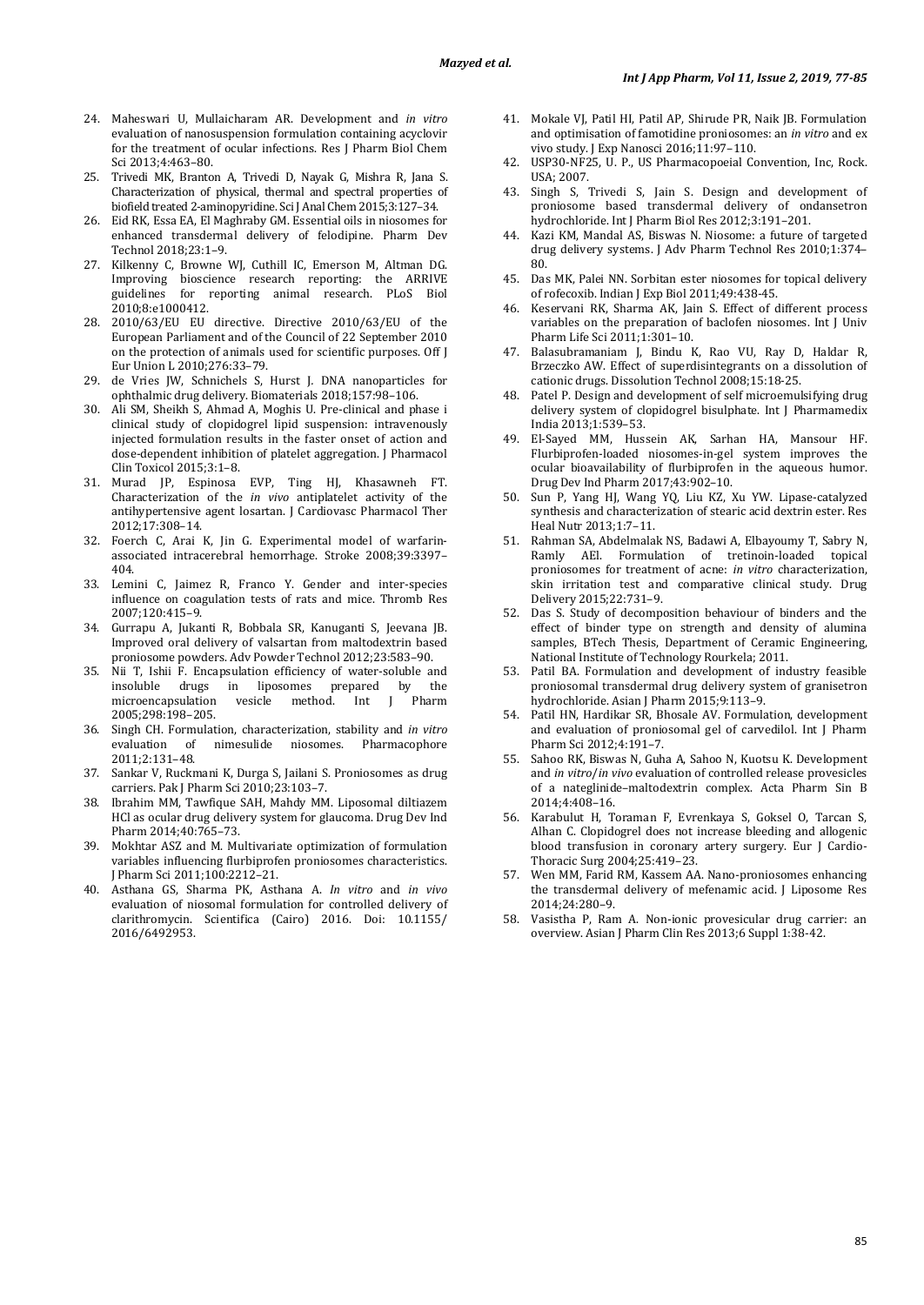24. Maheswari U, Mullaicharam AR. Development and *in vitro* evaluation of nanosuspension formulation containing acyclovir for the treatment of ocular infections. Res J Pharm Biol Chem Sci 2013;4:463–80.
25. Trivedi MK, Branton A, Trivedi D, Nayak G, Mishra R, Jana S. Characterization of physical, thermal and spectral properties of biofield treated 2-aminopyridine. Sci J Anal Chem 2015;3:127–34.
26. Eid RK, Essa EA, El Maghraby GM. Essential oils in niosomes for enhanced transdermal delivery of felodipine. Pharm Dev Technol 2018;23:1–9.
27. Kilkenny C, Browne WJ, Cuthill IC, Emerson M, Altman DG. Improving bioscience research reporting: the ARRIVE guidelines for reporting animal research. PLoS Biol 2010;8:e1000412.
28. 2010/63/EU EU directive. Directive 2010/63/EU of the European Parliament and of the Council of 22 September 2010 on the protection of animals used for scientific purposes. Off J Eur Union L 2010;276:33–79.
29. de Vries JW, Schnichels S, Hurst J. DNA nanoparticles for ophthalmic drug delivery. Biomaterials 2018;157:98–106.
30. Ali SM, Sheikh S, Ahmad A, Moghis U. Pre-clinical and phase i clinical study of clopidogrel lipid suspension: intravenously injected formulation results in the faster onset of action and dose-dependent inhibition of platelet aggregation. J Pharmacol Clin Toxicol 2015;3:1–8.
31. Murad JP, Espinosa EVP, Ting HJ, Khasawneh FT. Characterization of the *in vivo* antiplatelet activity of the antihypertensive agent losartan. J Cardiovasc Pharmacol Ther 2012;17:308–14.
32. Foerch C, Arai K, Jin G. Experimental model of warfarin-associated intracerebral hemorrhage. Stroke 2008;39:3397–404.
33. Lemini C, Jaimez R, Franco Y. Gender and inter-species influence on coagulation tests of rats and mice. Thromb Res 2007;120:415–9.
34. Gurrapu A, Jukanti R, Bobbala SR, Kanuganti S, Jeevana JB. Improved oral delivery of valsartan from maltodextrin based proniosome powders. Adv Powder Technol 2012;23:583–90.
35. Nii T, Ishii F. Encapsulation efficiency of water-soluble and insoluble drugs in liposomes prepared by the microencapsulation vesicle method. Int J Pharm 2005;298:198–205.
36. Singh CH. Formulation, characterization, stability and *in vitro* evaluation of nimesulide niosomes. Pharmacophore 2011;2:131–48.
37. Sankar V, Ruckmani K, Durga S, Jailani S. Proniosomes as drug carriers. Pak J Pharm Sci 2010;23:103–7.
38. Ibrahim MM, Tawfique SAH, Mahdy MM. Liposomal diltiazem HCl as ocular drug delivery system for glaucoma. Drug Dev Ind Pharm 2014;40:765–73.
39. Mokhtar ASZ and M. Multivariate optimization of formulation variables influencing flurbiprofen proniosomes characteristics. J Pharm Sci 2011;100:2212–21.
40. Asthana GS, Sharma PK, Asthana A. *In vitro* and *in vivo* evaluation of niosomal formulation for controlled delivery of clarithromycin. Scientifica (Cairo) 2016. Doi: 10.1155/2016/6492953.
41. Mokale VJ, Patil HI, Patil AP, Shirude PR, Naik JB. Formulation and optimisation of famotidine proniosomes: an *in vitro* and ex vivo study. J Exp Nanosci 2016;11:97–110.
42. USP30-NF25, U. P., US Pharmacopoeial Convention, Inc, Rock. USA; 2007.
43. Singh S, Trivedi S, Jain S. Design and development of proniosome based transdermal delivery of ondansetron hydrochloride. Int J Pharm Biol Res 2012;3:191–201.
44. Kazi KM, Mandal AS, Biswas N. Niosome: a future of targeted drug delivery systems. J Adv Pharm Technol Res 2010;1:374–80.
45. Das MK, Palei NN. Sorbitan ester niosomes for topical delivery of rofecoxib. Indian J Exp Biol 2011;49:438-45.
46. Keservani RK, Sharma AK, Jain S. Effect of different process variables on the preparation of baclofen niosomes. Int J Univ Pharm Life Sci 2011;1:301–10.
47. Balasubramaniam J, Bindu K, Rao VU, Ray D, Haldar R, Brzeczko AW. Effect of superdisintegrants on a dissolution of cationic drugs. Dissolution Technol 2008;15:18-25.
48. Patel P. Design and development of self microemulsifying drug delivery system of clopidogrel bisulphate. Int J Pharmamedix India 2013;1:539–53.
49. El-Sayed MM, Hussein AK, Sarhan HA, Mansour HF. Flurbiprofen-loaded niosomes-in-gel system improves the ocular bioavailability of flurbiprofen in the aqueous humor. Drug Dev Ind Pharm 2017;43:902–10.
50. Sun P, Yang HJ, Wang YQ, Liu KZ, Xu YW. Lipase-catalyzed synthesis and characterization of stearic acid dextrin ester. Res Heal Nutr 2013;1:7–11.
51. Rahman SA, Abdelmalak NS, Badawi A, Elbayoumy T, Sabry N, Ramly AEl. Formulation of tretinoin-loaded topical proniosomes for treatment of acne: *in vitro* characterization, skin irritation test and comparative clinical study. Drug Delivery 2015;22:731–9.
52. Das S. Study of decomposition behaviour of binders and the effect of binder type on strength and density of alumina samples, BTech Thesis, Department of Ceramic Engineering, National Institute of Technology Rourkela; 2011.
53. Patil BA. Formulation and development of industry feasible proniosomal transdermal drug delivery system of granisetron hydrochloride. Asian J Pharm 2015;9:113–9.
54. Patil HN, Hardikar SR, Bhosale AV. Formulation, development and evaluation of proniosomal gel of carvedilol. Int J Pharm Pharm Sci 2012;4:191–7.
55. Sahoo RK, Biswas N, Guha A, Sahoo N, Kuotsu K. Development and *in vitro*/*in vivo* evaluation of controlled release provesicles of a nateglinide–maltodextrin complex. Acta Pharm Sin B 2014;4:408–16.
56. Karabulut H, Toraman F, Evrenkaya S, Goksel O, Tarcan S, Alhan C. Clopidogrel does not increase bleeding and allogenic blood transfusion in coronary artery surgery. Eur J Cardio-Thoracic Surg 2004;25:419–23.
57. Wen MM, Farid RM, Kassem AA. Nano-proniosomes enhancing the transdermal delivery of mefenamic acid. J Liposome Res 2014;24:280–9.
58. Vasistha P, Ram A. Non-ionic provesicular drug carrier: an overview. Asian J Pharm Clin Res 2013;6 Suppl 1:38-42.